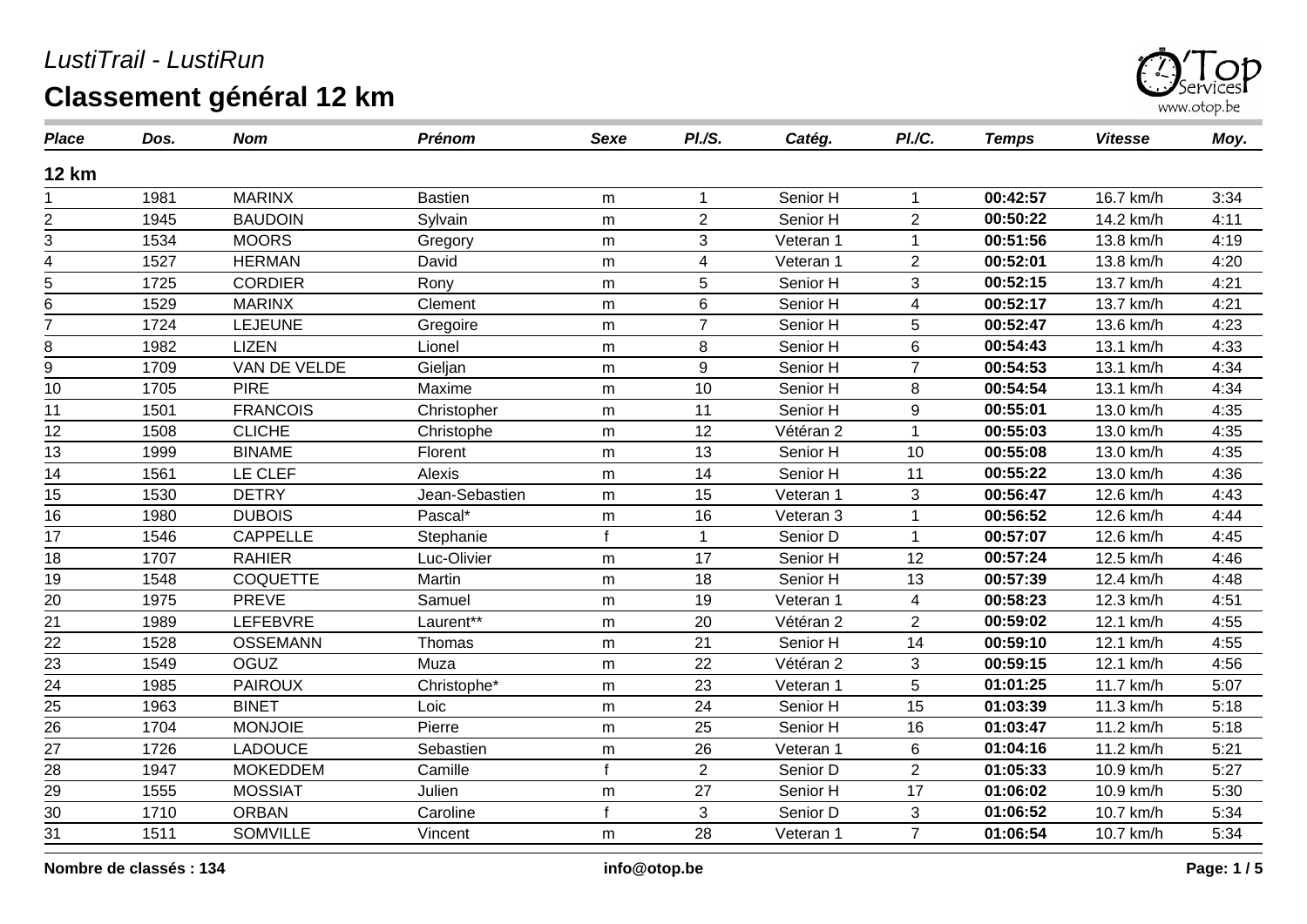# LustiTrail - LustiRun

## Classement général 12 km

| Place | Dos. | Nom | Prénom | Sexe | Pl./S. | Catég. | Pl./C. | Temps | Vitesse | Moy. |
|---|---|---|---|---|---|---|---|---|---|---|
| **12 km** | | | | | | | | | | |
| 1 | 1981 | MARINX | Bastien | m | 1 | Senior H | 1 | **00:42:57** | 16.7 km/h | 3:34 |
| 2 | 1945 | BAUDOIN | Sylvain | m | 2 | Senior H | 2 | **00:50:22** | 14.2 km/h | 4:11 |
| 3 | 1534 | MOORS | Gregory | m | 3 | Veteran 1 | 1 | **00:51:56** | 13.8 km/h | 4:19 |
| 4 | 1527 | HERMAN | David | m | 4 | Veteran 1 | 2 | **00:52:01** | 13.8 km/h | 4:20 |
| 5 | 1725 | CORDIER | Rony | m | 5 | Senior H | 3 | **00:52:15** | 13.7 km/h | 4:21 |
| 6 | 1529 | MARINX | Clement | m | 6 | Senior H | 4 | **00:52:17** | 13.7 km/h | 4:21 |
| 7 | 1724 | LEJEUNE | Gregoire | m | 7 | Senior H | 5 | **00:52:47** | 13.6 km/h | 4:23 |
| 8 | 1982 | LIZEN | Lionel | m | 8 | Senior H | 6 | **00:54:43** | 13.1 km/h | 4:33 |
| 9 | 1709 | VAN DE VELDE | Gieljan | m | 9 | Senior H | 7 | **00:54:53** | 13.1 km/h | 4:34 |
| 10 | 1705 | PIRE | Maxime | m | 10 | Senior H | 8 | **00:54:54** | 13.1 km/h | 4:34 |
| 11 | 1501 | FRANCOIS | Christopher | m | 11 | Senior H | 9 | **00:55:01** | 13.0 km/h | 4:35 |
| 12 | 1508 | CLICHE | Christophe | m | 12 | Vétéran 2 | 1 | **00:55:03** | 13.0 km/h | 4:35 |
| 13 | 1999 | BINAME | Florent | m | 13 | Senior H | 10 | **00:55:08** | 13.0 km/h | 4:35 |
| 14 | 1561 | LE CLEF | Alexis | m | 14 | Senior H | 11 | **00:55:22** | 13.0 km/h | 4:36 |
| 15 | 1530 | DETRY | Jean-Sebastien | m | 15 | Veteran 1 | 3 | **00:56:47** | 12.6 km/h | 4:43 |
| 16 | 1980 | DUBOIS | Pascal* | m | 16 | Veteran 3 | 1 | **00:56:52** | 12.6 km/h | 4:44 |
| 17 | 1546 | CAPPELLE | Stephanie | f | 1 | Senior D | 1 | **00:57:07** | 12.6 km/h | 4:45 |
| 18 | 1707 | RAHIER | Luc-Olivier | m | 17 | Senior H | 12 | **00:57:24** | 12.5 km/h | 4:46 |
| 19 | 1548 | COQUETTE | Martin | m | 18 | Senior H | 13 | **00:57:39** | 12.4 km/h | 4:48 |
| 20 | 1975 | PREVE | Samuel | m | 19 | Veteran 1 | 4 | **00:58:23** | 12.3 km/h | 4:51 |
| 21 | 1989 | LEFEBVRE | Laurent** | m | 20 | Vétéran 2 | 2 | **00:59:02** | 12.1 km/h | 4:55 |
| 22 | 1528 | OSSEMANN | Thomas | m | 21 | Senior H | 14 | **00:59:10** | 12.1 km/h | 4:55 |
| 23 | 1549 | OGUZ | Muza | m | 22 | Vétéran 2 | 3 | **00:59:15** | 12.1 km/h | 4:56 |
| 24 | 1985 | PAIROUX | Christophe* | m | 23 | Veteran 1 | 5 | **01:01:25** | 11.7 km/h | 5:07 |
| 25 | 1963 | BINET | Loic | m | 24 | Senior H | 15 | **01:03:39** | 11.3 km/h | 5:18 |
| 26 | 1704 | MONJOIE | Pierre | m | 25 | Senior H | 16 | **01:03:47** | 11.2 km/h | 5:18 |
| 27 | 1726 | LADOUCE | Sebastien | m | 26 | Veteran 1 | 6 | **01:04:16** | 11.2 km/h | 5:21 |
| 28 | 1947 | MOKEDDEM | Camille | f | 2 | Senior D | 2 | **01:05:33** | 10.9 km/h | 5:27 |
| 29 | 1555 | MOSSIAT | Julien | m | 27 | Senior H | 17 | **01:06:02** | 10.9 km/h | 5:30 |
| 30 | 1710 | ORBAN | Caroline | f | 3 | Senior D | 3 | **01:06:52** | 10.7 km/h | 5:34 |
| 31 | 1511 | SOMVILLE | Vincent | m | 28 | Veteran 1 | 7 | **01:06:54** | 10.7 km/h | 5:34 |

**Nombre de classés : 134**

**info@otop.be**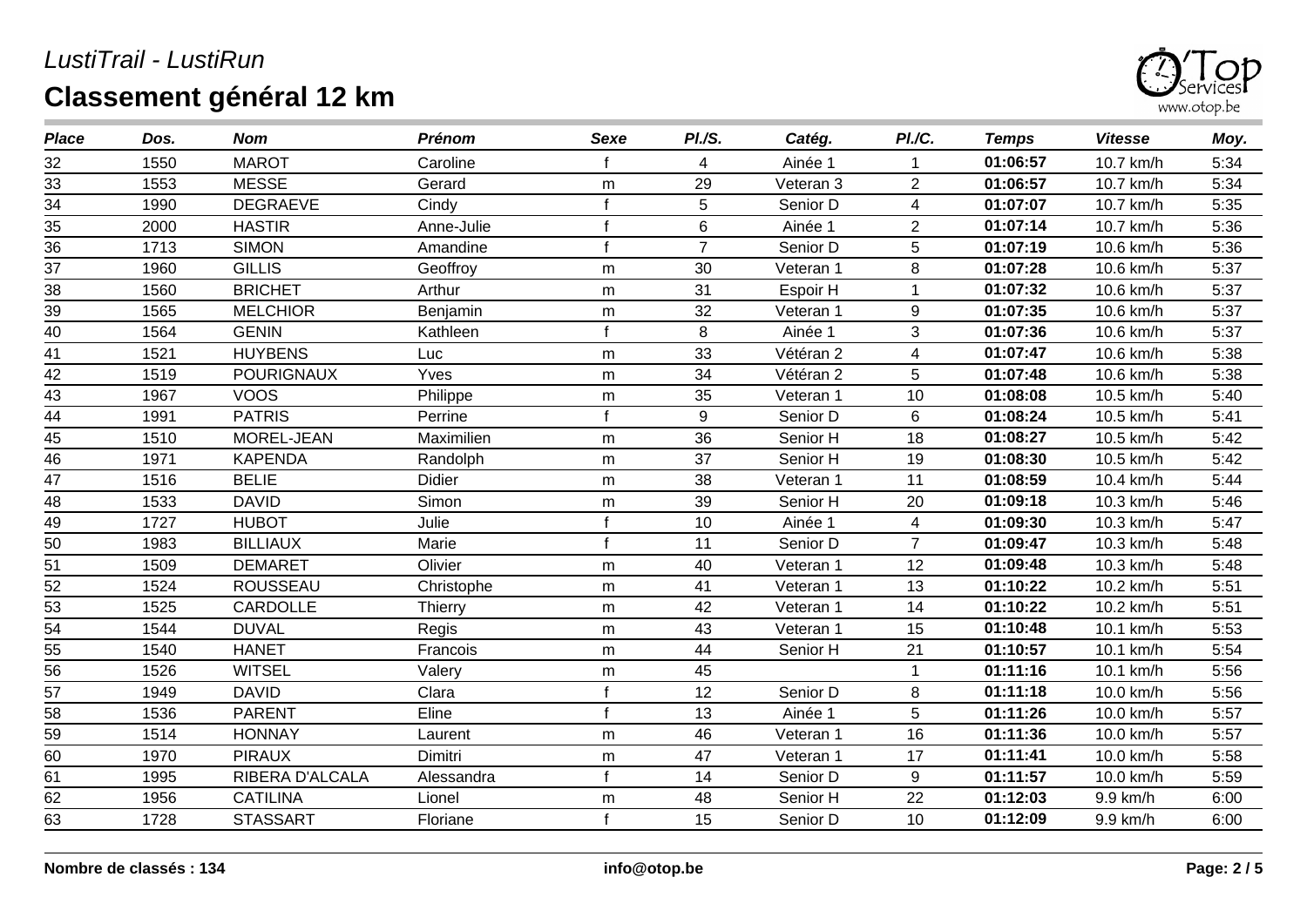*LustiTrail - LustiRun*

# Classement général 12 km

| *Place* | *Dos.* | *Nom* | *Prénom* | *Sexe* | *Pl./S.* | *Catég.* | *Pl./C.* | *Temps* | *Vitesse* | *Moy.* |
|---|---|---|---|---|---|---|---|---|---|---|
| 32 | 1550 | MAROT | Caroline | f | 4 | Ainée 1 | 1 | **01:06:57** | 10.7 km/h | 5:34 |
| 33 | 1553 | MESSE | Gerard | m | 29 | Veteran 3 | 2 | **01:06:57** | 10.7 km/h | 5:34 |
| 34 | 1990 | DEGRAEVE | Cindy | f | 5 | Senior D | 4 | **01:07:07** | 10.7 km/h | 5:35 |
| 35 | 2000 | HASTIR | Anne-Julie | f | 6 | Ainée 1 | 2 | **01:07:14** | 10.7 km/h | 5:36 |
| 36 | 1713 | SIMON | Amandine | f | 7 | Senior D | 5 | **01:07:19** | 10.6 km/h | 5:36 |
| 37 | 1960 | GILLIS | Geoffroy | m | 30 | Veteran 1 | 8 | **01:07:28** | 10.6 km/h | 5:37 |
| 38 | 1560 | BRICHET | Arthur | m | 31 | Espoir H | 1 | **01:07:32** | 10.6 km/h | 5:37 |
| 39 | 1565 | MELCHIOR | Benjamin | m | 32 | Veteran 1 | 9 | **01:07:35** | 10.6 km/h | 5:37 |
| 40 | 1564 | GENIN | Kathleen | f | 8 | Ainée 1 | 3 | **01:07:36** | 10.6 km/h | 5:37 |
| 41 | 1521 | HUYBENS | Luc | m | 33 | Vétéran 2 | 4 | **01:07:47** | 10.6 km/h | 5:38 |
| 42 | 1519 | POURIGNAUX | Yves | m | 34 | Vétéran 2 | 5 | **01:07:48** | 10.6 km/h | 5:38 |
| 43 | 1967 | VOOS | Philippe | m | 35 | Veteran 1 | 10 | **01:08:08** | 10.5 km/h | 5:40 |
| 44 | 1991 | PATRIS | Perrine | f | 9 | Senior D | 6 | **01:08:24** | 10.5 km/h | 5:41 |
| 45 | 1510 | MOREL-JEAN | Maximilien | m | 36 | Senior H | 18 | **01:08:27** | 10.5 km/h | 5:42 |
| 46 | 1971 | KAPENDA | Randolph | m | 37 | Senior H | 19 | **01:08:30** | 10.5 km/h | 5:42 |
| 47 | 1516 | BELIE | Didier | m | 38 | Veteran 1 | 11 | **01:08:59** | 10.4 km/h | 5:44 |
| 48 | 1533 | DAVID | Simon | m | 39 | Senior H | 20 | **01:09:18** | 10.3 km/h | 5:46 |
| 49 | 1727 | HUBOT | Julie | f | 10 | Ainée 1 | 4 | **01:09:30** | 10.3 km/h | 5:47 |
| 50 | 1983 | BILLIAUX | Marie | f | 11 | Senior D | 7 | **01:09:47** | 10.3 km/h | 5:48 |
| 51 | 1509 | DEMARET | Olivier | m | 40 | Veteran 1 | 12 | **01:09:48** | 10.3 km/h | 5:48 |
| 52 | 1524 | ROUSSEAU | Christophe | m | 41 | Veteran 1 | 13 | **01:10:22** | 10.2 km/h | 5:51 |
| 53 | 1525 | CARDOLLE | Thierry | m | 42 | Veteran 1 | 14 | **01:10:22** | 10.2 km/h | 5:51 |
| 54 | 1544 | DUVAL | Regis | m | 43 | Veteran 1 | 15 | **01:10:48** | 10.1 km/h | 5:53 |
| 55 | 1540 | HANET | Francois | m | 44 | Senior H | 21 | **01:10:57** | 10.1 km/h | 5:54 |
| 56 | 1526 | WITSEL | Valery | m | 45 | | 1 | **01:11:16** | 10.1 km/h | 5:56 |
| 57 | 1949 | DAVID | Clara | f | 12 | Senior D | 8 | **01:11:18** | 10.0 km/h | 5:56 |
| 58 | 1536 | PARENT | Eline | f | 13 | Ainée 1 | 5 | **01:11:26** | 10.0 km/h | 5:57 |
| 59 | 1514 | HONNAY | Laurent | m | 46 | Veteran 1 | 16 | **01:11:36** | 10.0 km/h | 5:57 |
| 60 | 1970 | PIRAUX | Dimitri | m | 47 | Veteran 1 | 17 | **01:11:41** | 10.0 km/h | 5:58 |
| 61 | 1995 | RIBERA D'ALCALA | Alessandra | f | 14 | Senior D | 9 | **01:11:57** | 10.0 km/h | 5:59 |
| 62 | 1956 | CATILINA | Lionel | m | 48 | Senior H | 22 | **01:12:03** | 9.9 km/h | 6:00 |
| 63 | 1728 | STASSART | Floriane | f | 15 | Senior D | 10 | **01:12:09** | 9.9 km/h | 6:00 |

**Nombre de classés : 134**

**info@otop.be**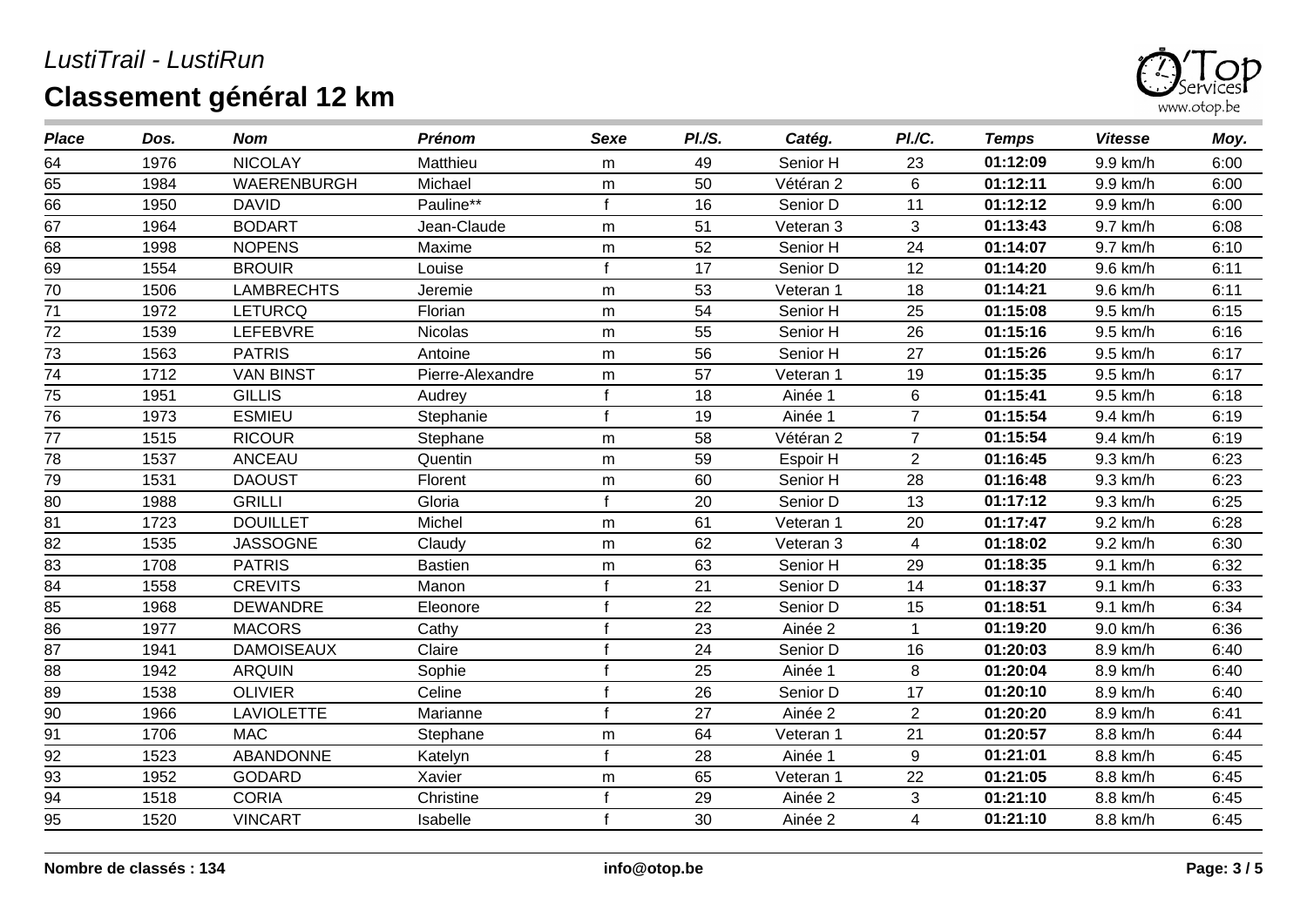*LustiTrail - LustiRun*

# Classement général 12 km

| *Place* | *Dos.* | *Nom* | *Prénom* | *Sexe* | *Pl./S.* | *Catég.* | *Pl./C.* | *Temps* | *Vitesse* | *Moy.* |
|---|---|---|---|---|---|---|---|---|---|---|
| 64 | 1976 | NICOLAY | Matthieu | m | 49 | Senior H | 23 | **01:12:09** | 9.9 km/h | 6:00 |
| 65 | 1984 | WAERENBURGH | Michael | m | 50 | Vétéran 2 | 6 | **01:12:11** | 9.9 km/h | 6:00 |
| 66 | 1950 | DAVID | Pauline** | f | 16 | Senior D | 11 | **01:12:12** | 9.9 km/h | 6:00 |
| 67 | 1964 | BODART | Jean-Claude | m | 51 | Veteran 3 | 3 | **01:13:43** | 9.7 km/h | 6:08 |
| 68 | 1998 | NOPENS | Maxime | m | 52 | Senior H | 24 | **01:14:07** | 9.7 km/h | 6:10 |
| 69 | 1554 | BROUIR | Louise | f | 17 | Senior D | 12 | **01:14:20** | 9.6 km/h | 6:11 |
| 70 | 1506 | LAMBRECHTS | Jeremie | m | 53 | Veteran 1 | 18 | **01:14:21** | 9.6 km/h | 6:11 |
| 71 | 1972 | LETURCQ | Florian | m | 54 | Senior H | 25 | **01:15:08** | 9.5 km/h | 6:15 |
| 72 | 1539 | LEFEBVRE | Nicolas | m | 55 | Senior H | 26 | **01:15:16** | 9.5 km/h | 6:16 |
| 73 | 1563 | PATRIS | Antoine | m | 56 | Senior H | 27 | **01:15:26** | 9.5 km/h | 6:17 |
| 74 | 1712 | VAN BINST | Pierre-Alexandre | m | 57 | Veteran 1 | 19 | **01:15:35** | 9.5 km/h | 6:17 |
| 75 | 1951 | GILLIS | Audrey | f | 18 | Ainée 1 | 6 | **01:15:41** | 9.5 km/h | 6:18 |
| 76 | 1973 | ESMIEU | Stephanie | f | 19 | Ainée 1 | 7 | **01:15:54** | 9.4 km/h | 6:19 |
| 77 | 1515 | RICOUR | Stephane | m | 58 | Vétéran 2 | 7 | **01:15:54** | 9.4 km/h | 6:19 |
| 78 | 1537 | ANCEAU | Quentin | m | 59 | Espoir H | 2 | **01:16:45** | 9.3 km/h | 6:23 |
| 79 | 1531 | DAOUST | Florent | m | 60 | Senior H | 28 | **01:16:48** | 9.3 km/h | 6:23 |
| 80 | 1988 | GRILLI | Gloria | f | 20 | Senior D | 13 | **01:17:12** | 9.3 km/h | 6:25 |
| 81 | 1723 | DOUILLET | Michel | m | 61 | Veteran 1 | 20 | **01:17:47** | 9.2 km/h | 6:28 |
| 82 | 1535 | JASSOGNE | Claudy | m | 62 | Veteran 3 | 4 | **01:18:02** | 9.2 km/h | 6:30 |
| 83 | 1708 | PATRIS | Bastien | m | 63 | Senior H | 29 | **01:18:35** | 9.1 km/h | 6:32 |
| 84 | 1558 | CREVITS | Manon | f | 21 | Senior D | 14 | **01:18:37** | 9.1 km/h | 6:33 |
| 85 | 1968 | DEWANDRE | Eleonore | f | 22 | Senior D | 15 | **01:18:51** | 9.1 km/h | 6:34 |
| 86 | 1977 | MACORS | Cathy | f | 23 | Ainée 2 | 1 | **01:19:20** | 9.0 km/h | 6:36 |
| 87 | 1941 | DAMOISEAUX | Claire | f | 24 | Senior D | 16 | **01:20:03** | 8.9 km/h | 6:40 |
| 88 | 1942 | ARQUIN | Sophie | f | 25 | Ainée 1 | 8 | **01:20:04** | 8.9 km/h | 6:40 |
| 89 | 1538 | OLIVIER | Celine | f | 26 | Senior D | 17 | **01:20:10** | 8.9 km/h | 6:40 |
| 90 | 1966 | LAVIOLETTE | Marianne | f | 27 | Ainée 2 | 2 | **01:20:20** | 8.9 km/h | 6:41 |
| 91 | 1706 | MAC | Stephane | m | 64 | Veteran 1 | 21 | **01:20:57** | 8.8 km/h | 6:44 |
| 92 | 1523 | ABANDONNE | Katelyn | f | 28 | Ainée 1 | 9 | **01:21:01** | 8.8 km/h | 6:45 |
| 93 | 1952 | GODARD | Xavier | m | 65 | Veteran 1 | 22 | **01:21:05** | 8.8 km/h | 6:45 |
| 94 | 1518 | CORIA | Christine | f | 29 | Ainée 2 | 3 | **01:21:10** | 8.8 km/h | 6:45 |
| 95 | 1520 | VINCART | Isabelle | f | 30 | Ainée 2 | 4 | **01:21:10** | 8.8 km/h | 6:45 |

**Nombre de classés : 134** | **info@otop.be**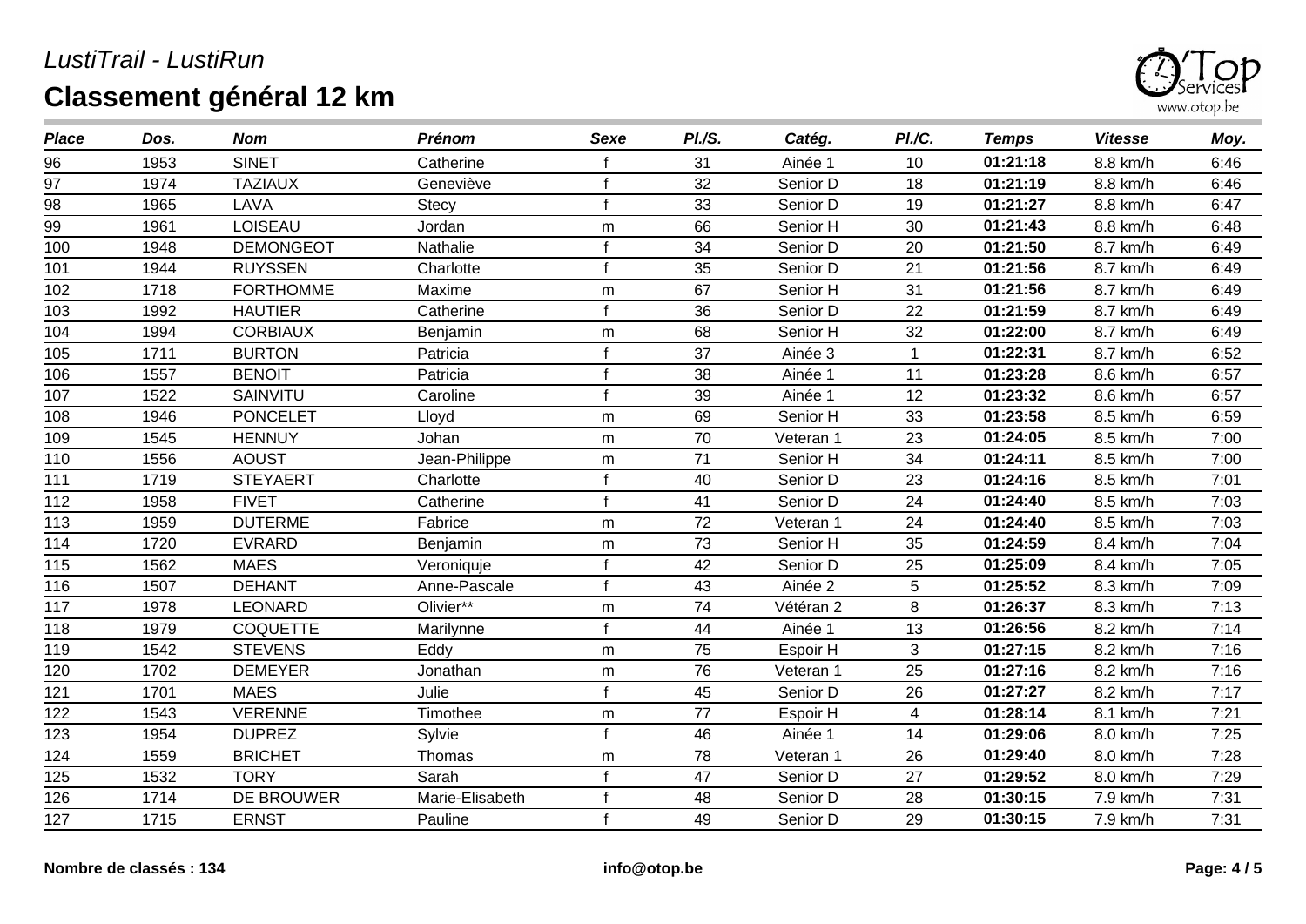*LustiTrail - LustiRun*

# Classement général 12 km

| *Place* | *Dos.* | *Nom* | *Prénom* | *Sexe* | *Pl./S.* | *Catég.* | *Pl./C.* | *Temps* | *Vitesse* | *Moy.* |
|---|---|---|---|---|---|---|---|---|---|---|
| 96 | 1953 | SINET | Catherine | f | 31 | Ainée 1 | 10 | **01:21:18** | 8.8 km/h | 6:46 |
| 97 | 1974 | TAZIAUX | Geneviève | f | 32 | Senior D | 18 | **01:21:19** | 8.8 km/h | 6:46 |
| 98 | 1965 | LAVA | Stecy | f | 33 | Senior D | 19 | **01:21:27** | 8.8 km/h | 6:47 |
| 99 | 1961 | LOISEAU | Jordan | m | 66 | Senior H | 30 | **01:21:43** | 8.8 km/h | 6:48 |
| 100 | 1948 | DEMONGEOT | Nathalie | f | 34 | Senior D | 20 | **01:21:50** | 8.7 km/h | 6:49 |
| 101 | 1944 | RUYSSEN | Charlotte | f | 35 | Senior D | 21 | **01:21:56** | 8.7 km/h | 6:49 |
| 102 | 1718 | FORTHOMME | Maxime | m | 67 | Senior H | 31 | **01:21:56** | 8.7 km/h | 6:49 |
| 103 | 1992 | HAUTIER | Catherine | f | 36 | Senior D | 22 | **01:21:59** | 8.7 km/h | 6:49 |
| 104 | 1994 | CORBIAUX | Benjamin | m | 68 | Senior H | 32 | **01:22:00** | 8.7 km/h | 6:49 |
| 105 | 1711 | BURTON | Patricia | f | 37 | Ainée 3 | 1 | **01:22:31** | 8.7 km/h | 6:52 |
| 106 | 1557 | BENOIT | Patricia | f | 38 | Ainée 1 | 11 | **01:23:28** | 8.6 km/h | 6:57 |
| 107 | 1522 | SAINVITU | Caroline | f | 39 | Ainée 1 | 12 | **01:23:32** | 8.6 km/h | 6:57 |
| 108 | 1946 | PONCELET | Lloyd | m | 69 | Senior H | 33 | **01:23:58** | 8.5 km/h | 6:59 |
| 109 | 1545 | HENNUY | Johan | m | 70 | Veteran 1 | 23 | **01:24:05** | 8.5 km/h | 7:00 |
| 110 | 1556 | AOUST | Jean-Philippe | m | 71 | Senior H | 34 | **01:24:11** | 8.5 km/h | 7:00 |
| 111 | 1719 | STEYAERT | Charlotte | f | 40 | Senior D | 23 | **01:24:16** | 8.5 km/h | 7:01 |
| 112 | 1958 | FIVET | Catherine | f | 41 | Senior D | 24 | **01:24:40** | 8.5 km/h | 7:03 |
| 113 | 1959 | DUTERME | Fabrice | m | 72 | Veteran 1 | 24 | **01:24:40** | 8.5 km/h | 7:03 |
| 114 | 1720 | EVRARD | Benjamin | m | 73 | Senior H | 35 | **01:24:59** | 8.4 km/h | 7:04 |
| 115 | 1562 | MAES | Veroniquje | f | 42 | Senior D | 25 | **01:25:09** | 8.4 km/h | 7:05 |
| 116 | 1507 | DEHANT | Anne-Pascale | f | 43 | Ainée 2 | 5 | **01:25:52** | 8.3 km/h | 7:09 |
| 117 | 1978 | LEONARD | Olivier** | m | 74 | Vétéran 2 | 8 | **01:26:37** | 8.3 km/h | 7:13 |
| 118 | 1979 | COQUETTE | Marilynne | f | 44 | Ainée 1 | 13 | **01:26:56** | 8.2 km/h | 7:14 |
| 119 | 1542 | STEVENS | Eddy | m | 75 | Espoir H | 3 | **01:27:15** | 8.2 km/h | 7:16 |
| 120 | 1702 | DEMEYER | Jonathan | m | 76 | Veteran 1 | 25 | **01:27:16** | 8.2 km/h | 7:16 |
| 121 | 1701 | MAES | Julie | f | 45 | Senior D | 26 | **01:27:27** | 8.2 km/h | 7:17 |
| 122 | 1543 | VERENNE | Timothee | m | 77 | Espoir H | 4 | **01:28:14** | 8.1 km/h | 7:21 |
| 123 | 1954 | DUPREZ | Sylvie | f | 46 | Ainée 1 | 14 | **01:29:06** | 8.0 km/h | 7:25 |
| 124 | 1559 | BRICHET | Thomas | m | 78 | Veteran 1 | 26 | **01:29:40** | 8.0 km/h | 7:28 |
| 125 | 1532 | TORY | Sarah | f | 47 | Senior D | 27 | **01:29:52** | 8.0 km/h | 7:29 |
| 126 | 1714 | DE BROUWER | Marie-Elisabeth | f | 48 | Senior D | 28 | **01:30:15** | 7.9 km/h | 7:31 |
| 127 | 1715 | ERNST | Pauline | f | 49 | Senior D | 29 | **01:30:15** | 7.9 km/h | 7:31 |

**Nombre de classés : 134** **info@otop.be**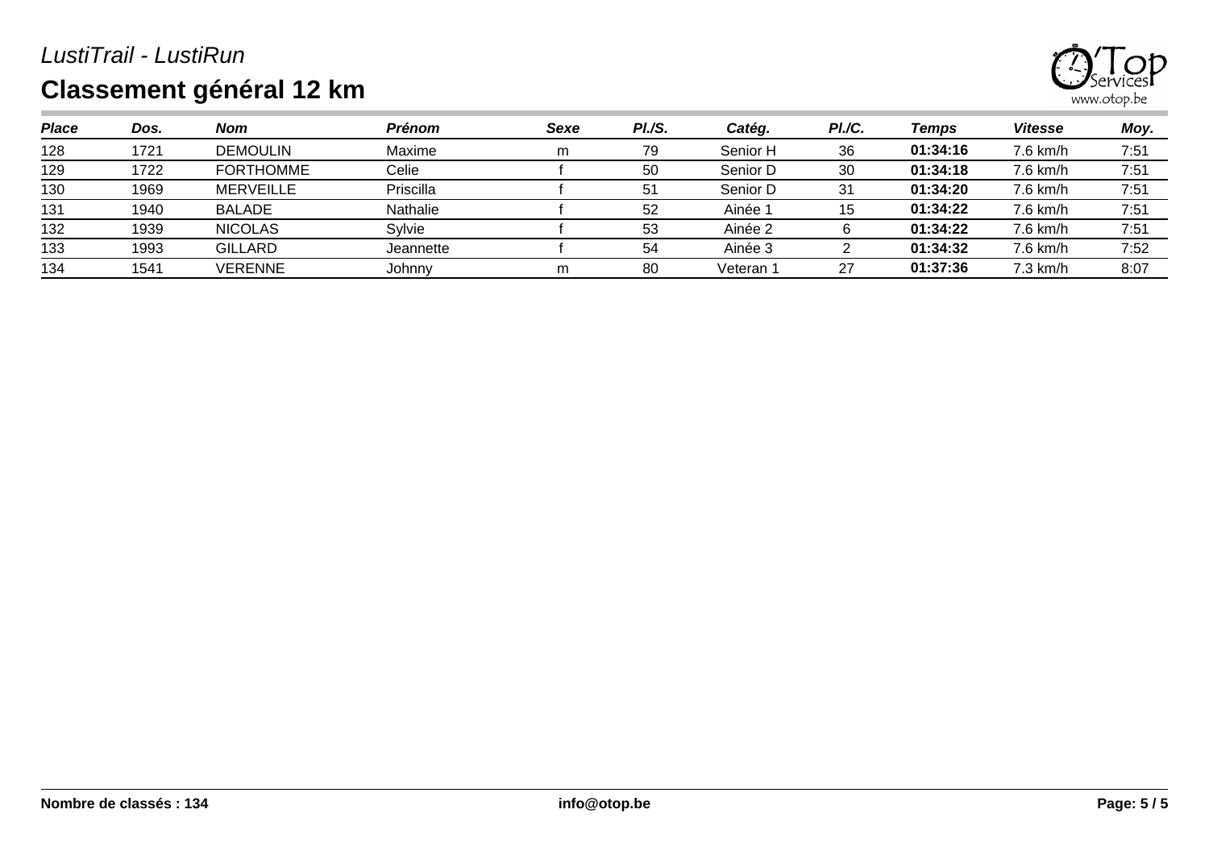*LustiTrail - LustiRun*

# Classement général 12 km

| *Place* | *Dos.* | *Nom* | *Prénom* | *Sexe* | *Pl./S.* | *Catég.* | *Pl./C.* | *Temps* | *Vitesse* | *Moy.* |
|---|---|---|---|---|---|---|---|---|---|---|
| 128 | 1721 | DEMOULIN | Maxime | m | 79 | Senior H | 36 | **01:34:16** | 7.6 km/h | 7:51 |
| 129 | 1722 | FORTHOMME | Celie | f | 50 | Senior D | 30 | **01:34:18** | 7.6 km/h | 7:51 |
| 130 | 1969 | MERVEILLE | Priscilla | f | 51 | Senior D | 31 | **01:34:20** | 7.6 km/h | 7:51 |
| 131 | 1940 | BALADE | Nathalie | f | 52 | Ainée 1 | 15 | **01:34:22** | 7.6 km/h | 7:51 |
| 132 | 1939 | NICOLAS | Sylvie | f | 53 | Ainée 2 | 6 | **01:34:22** | 7.6 km/h | 7:51 |
| 133 | 1993 | GILLARD | Jeannette | f | 54 | Ainée 3 | 2 | **01:34:32** | 7.6 km/h | 7:52 |
| 134 | 1541 | VERENNE | Johnny | m | 80 | Veteran 1 | 27 | **01:37:36** | 7.3 km/h | 8:07 |

**Nombre de classés : 134**

**info@otop.be**